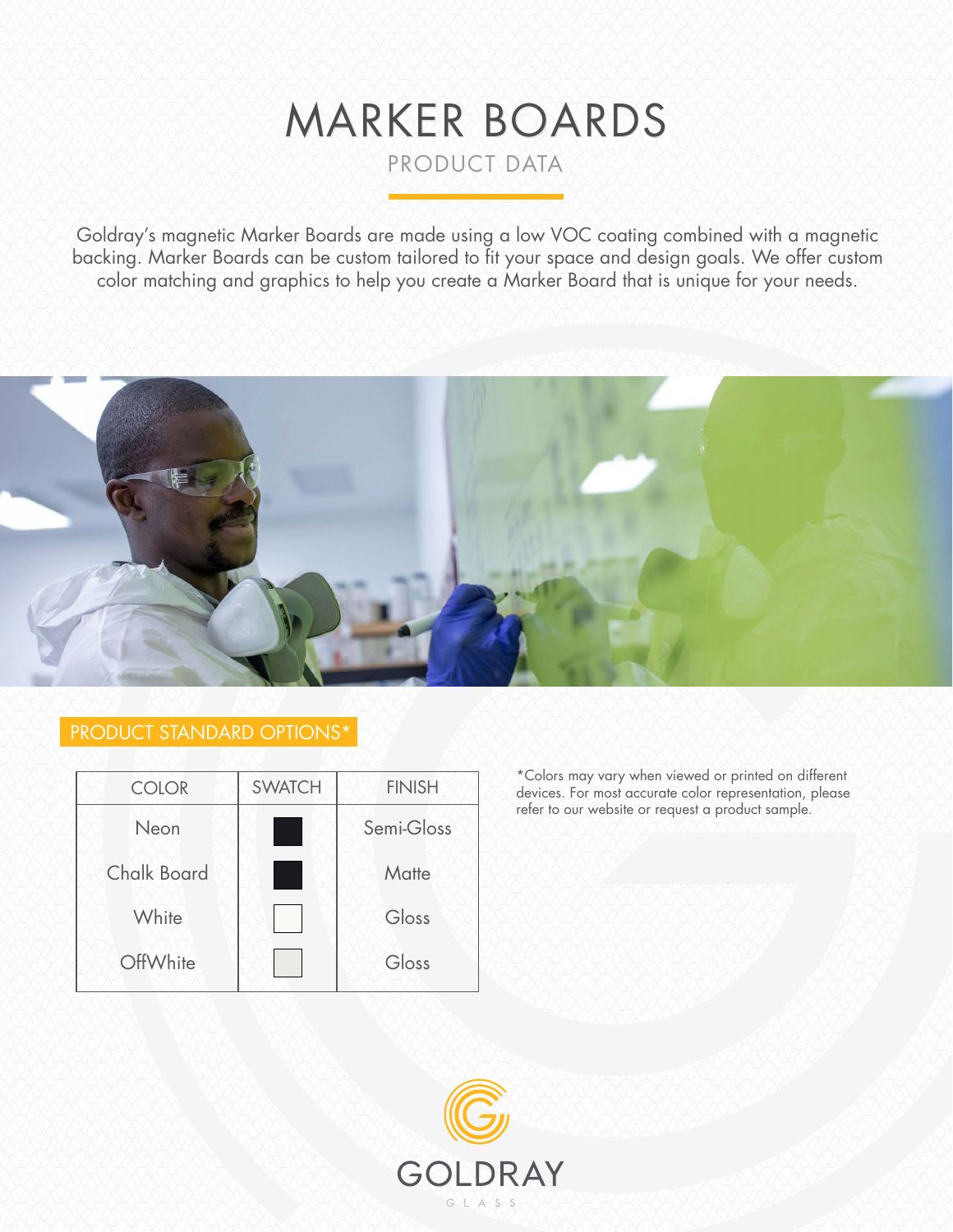# MARKER BOARDS

## PRODUCT DATA

Goldray's magnetic Marker Boards are made using a low VOC coating combined with a magnetic backing. Marker Boards can be custom tailored to fit your space and design goals. We offer custom color matching and graphics to help you create a Marker Board that is unique for your needs.

## PRODUCT STANDARD OPTIONS*

| COLOR | SWATCH | FINISH |
|---|---|---|
| Neon | | Semi-Gloss |
| Chalk Board | | Matte |
| White | | Gloss |
| OffWhite | | Gloss |

*Colors may vary when viewed or printed on different devices. For most accurate color representation, please refer to our website or request a product sample.

GOLDRAY
GLASS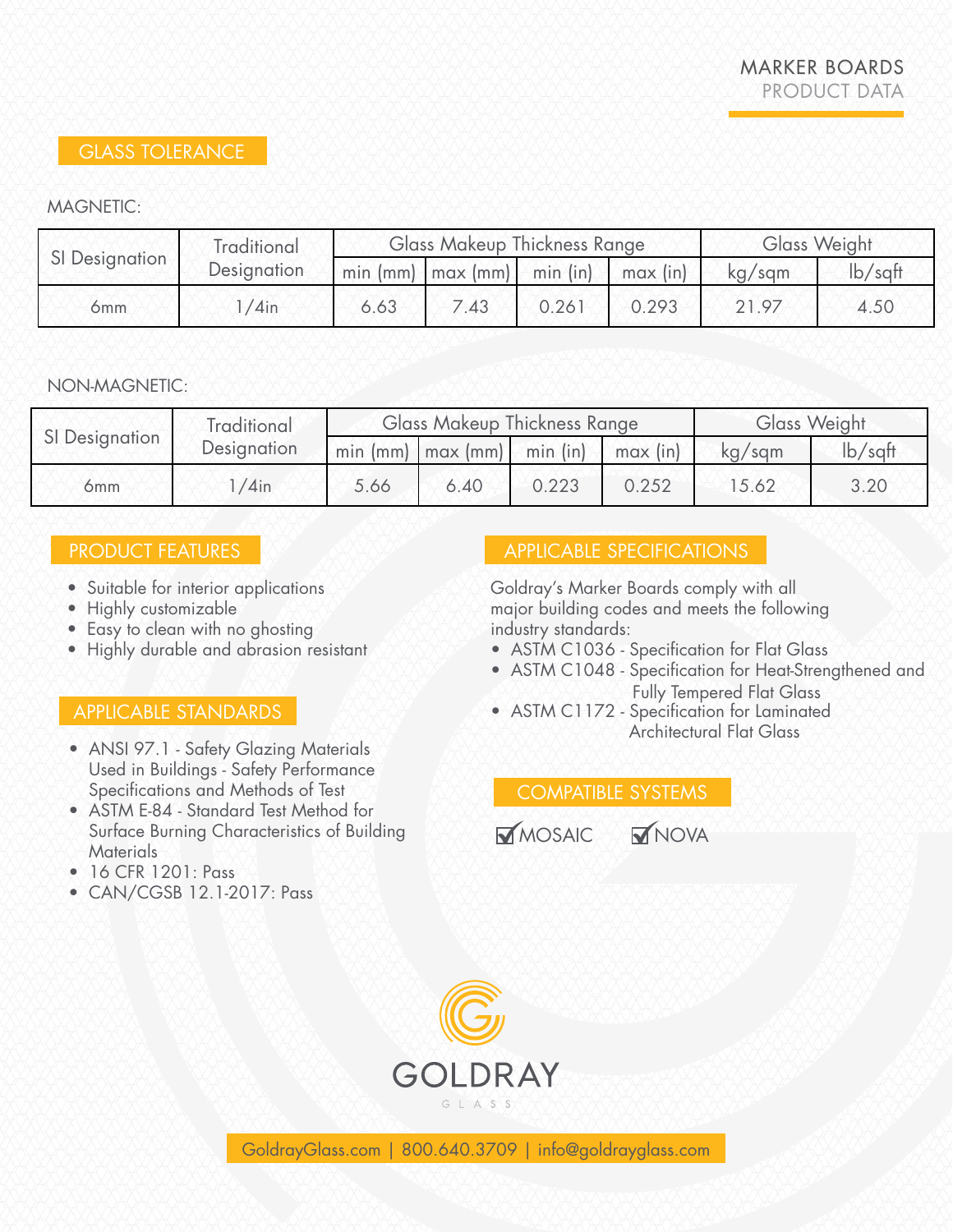## GLASS TOLERANCE

MAGNETIC:

| SI Designation | Traditional Designation | Glass Makeup Thickness Range | | | | Glass Weight | |
|---|---|---|---|---|---|---|---|
| | | min (mm) | max (mm) | min (in) | max (in) | kg/sqm | lb/sqft |
| 6mm | 1/4in | 6.63 | 7.43 | 0.261 | 0.293 | 21.97 | 4.50 |

NON-MAGNETIC:

| SI Designation | Traditional Designation | Glass Makeup Thickness Range | | | | Glass Weight | |
|---|---|---|---|---|---|---|---|
| | | min (mm) | max (mm) | min (in) | max (in) | kg/sqm | lb/sqft |
| 6mm | 1/4in | 5.66 | 6.40 | 0.223 | 0.252 | 15.62 | 3.20 |

## PRODUCT FEATURES

- Suitable for interior applications
- Highly customizable
- Easy to clean with no ghosting
- Highly durable and abrasion resistant

## APPLICABLE STANDARDS

- ANSI 97.1 - Safety Glazing Materials Used in Buildings - Safety Performance Specifications and Methods of Test
- ASTM E-84 - Standard Test Method for Surface Burning Characteristics of Building Materials
- 16 CFR 1201: Pass
- CAN/CGSB 12.1-2017: Pass

## APPLICABLE SPECIFICATIONS

Goldray's Marker Boards comply with all major building codes and meets the following industry standards:

- ASTM C1036 - Specification for Flat Glass
- ASTM C1048 - Specification for Heat-Strengthened and Fully Tempered Flat Glass
- ASTM C1172 - Specification for Laminated Architectural Flat Glass

## COMPATIBLE SYSTEMS

☑ MOSAIC ☑ NOVA

GOLDRAY GLASS

GoldrayGlass.com | 800.640.3709 | info@goldrayglass.com